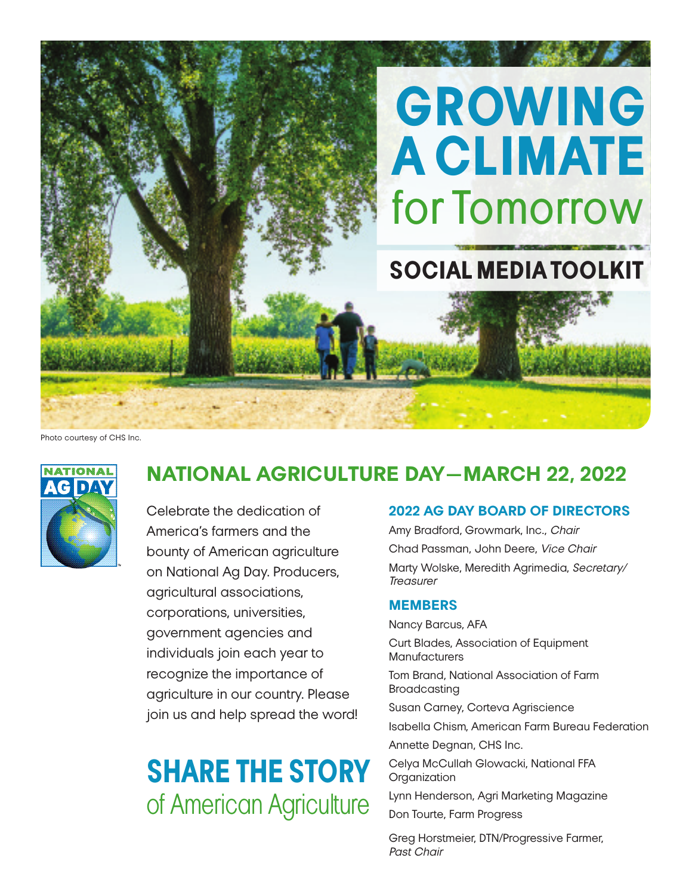# GROWING A CLIMATE for Tomorrow

## SOCIAL MEDIA TOOLKIT

Photo courtesy of CHS Inc.

## NATIONAL AGRICULTURE DAY—MARCH 22, 2022

Celebrate the dedication of America's farmers and the bounty of American agriculture on National Ag Day. Producers, agricultural associations, corporations, universities, government agencies and individuals join each year to recognize the importance of agriculture in our country. Please join us and help spread the word!

## SHARE THE STORY of American Agriculture

### 2022 AG DAY BOARD OF DIRECTORS

Amy Bradford, Growmark, Inc., *Chair*

Chad Passman, John Deere, *Vice Chair*

Marty Wolske, Meredith Agrimedia, *Secretary/Treasurer*

### MEMBERS

Nancy Barcus, AFA

Curt Blades, Association of Equipment Manufacturers

Tom Brand, National Association of Farm Broadcasting

Susan Carney, Corteva Agriscience

Isabella Chism, American Farm Bureau Federation

Annette Degnan, CHS Inc.

Celya McCullah Glowacki, National FFA Organization

Lynn Henderson, Agri Marketing Magazine

Don Tourte, Farm Progress

Greg Horstmeier, DTN/Progressive Farmer, *Past Chair*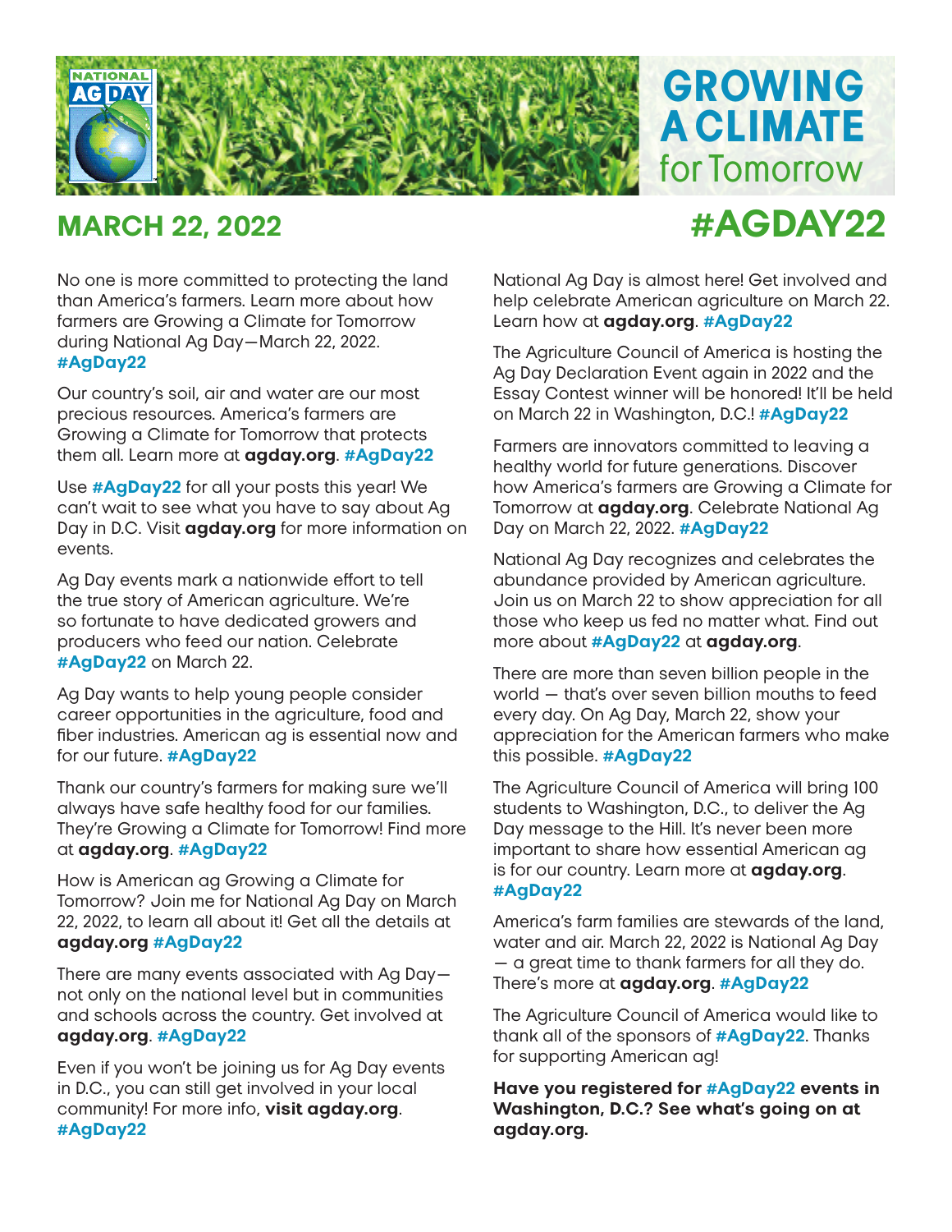NATIONAL AG DAY

# GROWING A CLIMATE for Tomorrow

## MARCH 22, 2022

## #AGDAY22

No one is more committed to protecting the land than America's farmers. Learn more about how farmers are Growing a Climate for Tomorrow during National Ag Day—March 22, 2022. **#AgDay22**

Our country's soil, air and water are our most precious resources. America's farmers are Growing a Climate for Tomorrow that protects them all. Learn more at **agday.org**. **#AgDay22**

Use **#AgDay22** for all your posts this year! We can't wait to see what you have to say about Ag Day in D.C. Visit **agday.org** for more information on events.

Ag Day events mark a nationwide effort to tell the true story of American agriculture. We're so fortunate to have dedicated growers and producers who feed our nation. Celebrate **#AgDay22** on March 22.

Ag Day wants to help young people consider career opportunities in the agriculture, food and fiber industries. American ag is essential now and for our future. **#AgDay22**

Thank our country's farmers for making sure we'll always have safe healthy food for our families. They're Growing a Climate for Tomorrow! Find more at **agday.org**. **#AgDay22**

How is American ag Growing a Climate for Tomorrow? Join me for National Ag Day on March 22, 2022, to learn all about it! Get all the details at **agday.org** **#AgDay22**

There are many events associated with Ag Day—not only on the national level but in communities and schools across the country. Get involved at **agday.org**. **#AgDay22**

Even if you won't be joining us for Ag Day events in D.C., you can still get involved in your local community! For more info, **visit agday.org**. **#AgDay22**

National Ag Day is almost here! Get involved and help celebrate American agriculture on March 22. Learn how at **agday.org**. **#AgDay22**

The Agriculture Council of America is hosting the Ag Day Declaration Event again in 2022 and the Essay Contest winner will be honored! It'll be held on March 22 in Washington, D.C.! **#AgDay22**

Farmers are innovators committed to leaving a healthy world for future generations. Discover how America's farmers are Growing a Climate for Tomorrow at **agday.org**. Celebrate National Ag Day on March 22, 2022. **#AgDay22**

National Ag Day recognizes and celebrates the abundance provided by American agriculture. Join us on March 22 to show appreciation for all those who keep us fed no matter what. Find out more about **#AgDay22** at **agday.org**.

There are more than seven billion people in the world — that's over seven billion mouths to feed every day. On Ag Day, March 22, show your appreciation for the American farmers who make this possible. **#AgDay22**

The Agriculture Council of America will bring 100 students to Washington, D.C., to deliver the Ag Day message to the Hill. It's never been more important to share how essential American ag is for our country. Learn more at **agday.org**. **#AgDay22**

America's farm families are stewards of the land, water and air. March 22, 2022 is National Ag Day — a great time to thank farmers for all they do. There's more at **agday.org**. **#AgDay22**

The Agriculture Council of America would like to thank all of the sponsors of **#AgDay22**. Thanks for supporting American ag!

**Have you registered for #AgDay22 events in Washington, D.C.? See what's going on at agday.org.**